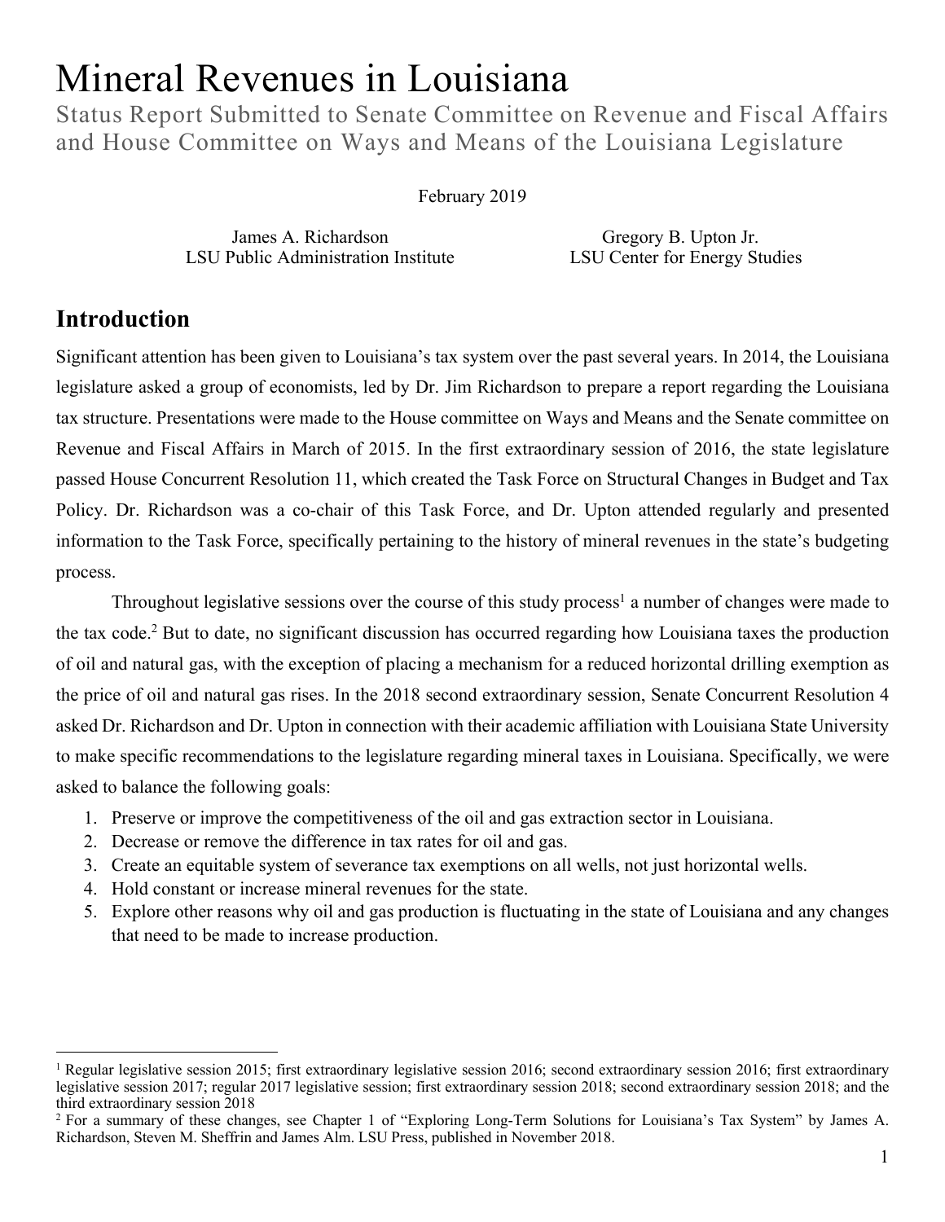# Mineral Revenues in Louisiana

## Status Report Submitted to Senate Committee on Revenue and Fiscal Affairs and House Committee on Ways and Means of the Louisiana Legislature

February 2019

James A. Richardson
LSU Public Administration Institute

Gregory B. Upton Jr.
LSU Center for Energy Studies

## Introduction

Significant attention has been given to Louisiana's tax system over the past several years. In 2014, the Louisiana legislature asked a group of economists, led by Dr. Jim Richardson to prepare a report regarding the Louisiana tax structure. Presentations were made to the House committee on Ways and Means and the Senate committee on Revenue and Fiscal Affairs in March of 2015. In the first extraordinary session of 2016, the state legislature passed House Concurrent Resolution 11, which created the Task Force on Structural Changes in Budget and Tax Policy. Dr. Richardson was a co-chair of this Task Force, and Dr. Upton attended regularly and presented information to the Task Force, specifically pertaining to the history of mineral revenues in the state's budgeting process.

Throughout legislative sessions over the course of this study process[1] a number of changes were made to the tax code.[2] But to date, no significant discussion has occurred regarding how Louisiana taxes the production of oil and natural gas, with the exception of placing a mechanism for a reduced horizontal drilling exemption as the price of oil and natural gas rises. In the 2018 second extraordinary session, Senate Concurrent Resolution 4 asked Dr. Richardson and Dr. Upton in connection with their academic affiliation with Louisiana State University to make specific recommendations to the legislature regarding mineral taxes in Louisiana. Specifically, we were asked to balance the following goals:

1. Preserve or improve the competitiveness of the oil and gas extraction sector in Louisiana.
2. Decrease or remove the difference in tax rates for oil and gas.
3. Create an equitable system of severance tax exemptions on all wells, not just horizontal wells.
4. Hold constant or increase mineral revenues for the state.
5. Explore other reasons why oil and gas production is fluctuating in the state of Louisiana and any changes that need to be made to increase production.

---

[1] Regular legislative session 2015; first extraordinary legislative session 2016; second extraordinary session 2016; first extraordinary legislative session 2017; regular 2017 legislative session; first extraordinary session 2018; second extraordinary session 2018; and the third extraordinary session 2018

[2] For a summary of these changes, see Chapter 1 of "Exploring Long-Term Solutions for Louisiana's Tax System" by James A. Richardson, Steven M. Sheffrin and James Alm. LSU Press, published in November 2018.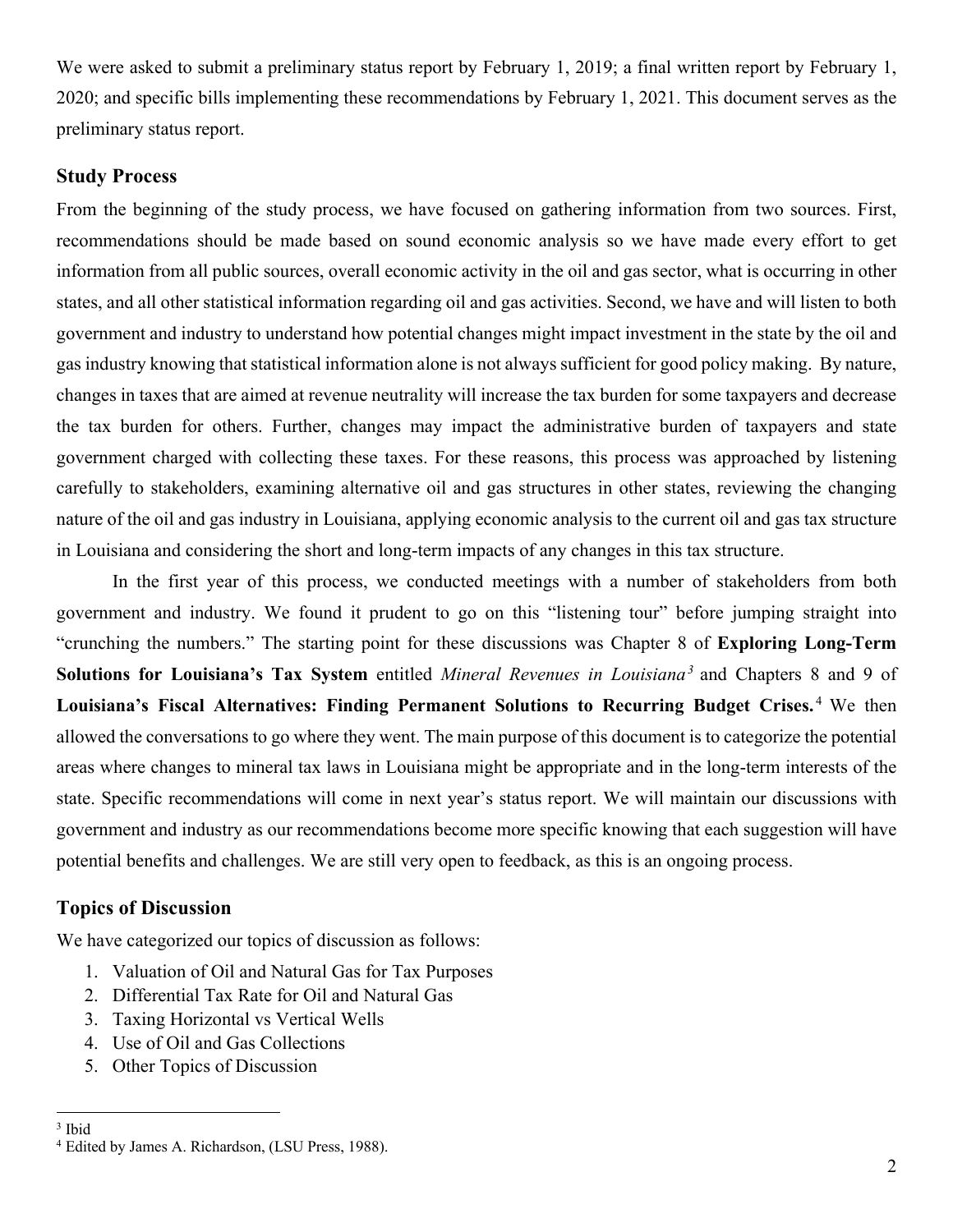We were asked to submit a preliminary status report by February 1, 2019; a final written report by February 1, 2020; and specific bills implementing these recommendations by February 1, 2021. This document serves as the preliminary status report.

### Study Process

From the beginning of the study process, we have focused on gathering information from two sources. First, recommendations should be made based on sound economic analysis so we have made every effort to get information from all public sources, overall economic activity in the oil and gas sector, what is occurring in other states, and all other statistical information regarding oil and gas activities. Second, we have and will listen to both government and industry to understand how potential changes might impact investment in the state by the oil and gas industry knowing that statistical information alone is not always sufficient for good policy making. By nature, changes in taxes that are aimed at revenue neutrality will increase the tax burden for some taxpayers and decrease the tax burden for others. Further, changes may impact the administrative burden of taxpayers and state government charged with collecting these taxes. For these reasons, this process was approached by listening carefully to stakeholders, examining alternative oil and gas structures in other states, reviewing the changing nature of the oil and gas industry in Louisiana, applying economic analysis to the current oil and gas tax structure in Louisiana and considering the short and long-term impacts of any changes in this tax structure.

In the first year of this process, we conducted meetings with a number of stakeholders from both government and industry. We found it prudent to go on this "listening tour" before jumping straight into "crunching the numbers." The starting point for these discussions was Chapter 8 of **Exploring Long-Term Solutions for Louisiana's Tax System** entitled *Mineral Revenues in Louisiana*[3] and Chapters 8 and 9 of **Louisiana's Fiscal Alternatives: Finding Permanent Solutions to Recurring Budget Crises.**[4] We then allowed the conversations to go where they went. The main purpose of this document is to categorize the potential areas where changes to mineral tax laws in Louisiana might be appropriate and in the long-term interests of the state. Specific recommendations will come in next year's status report. We will maintain our discussions with government and industry as our recommendations become more specific knowing that each suggestion will have potential benefits and challenges. We are still very open to feedback, as this is an ongoing process.

### Topics of Discussion

We have categorized our topics of discussion as follows:

1. Valuation of Oil and Natural Gas for Tax Purposes
2. Differential Tax Rate for Oil and Natural Gas
3. Taxing Horizontal vs Vertical Wells
4. Use of Oil and Gas Collections
5. Other Topics of Discussion

---

[3] Ibid

[4] Edited by James A. Richardson, (LSU Press, 1988).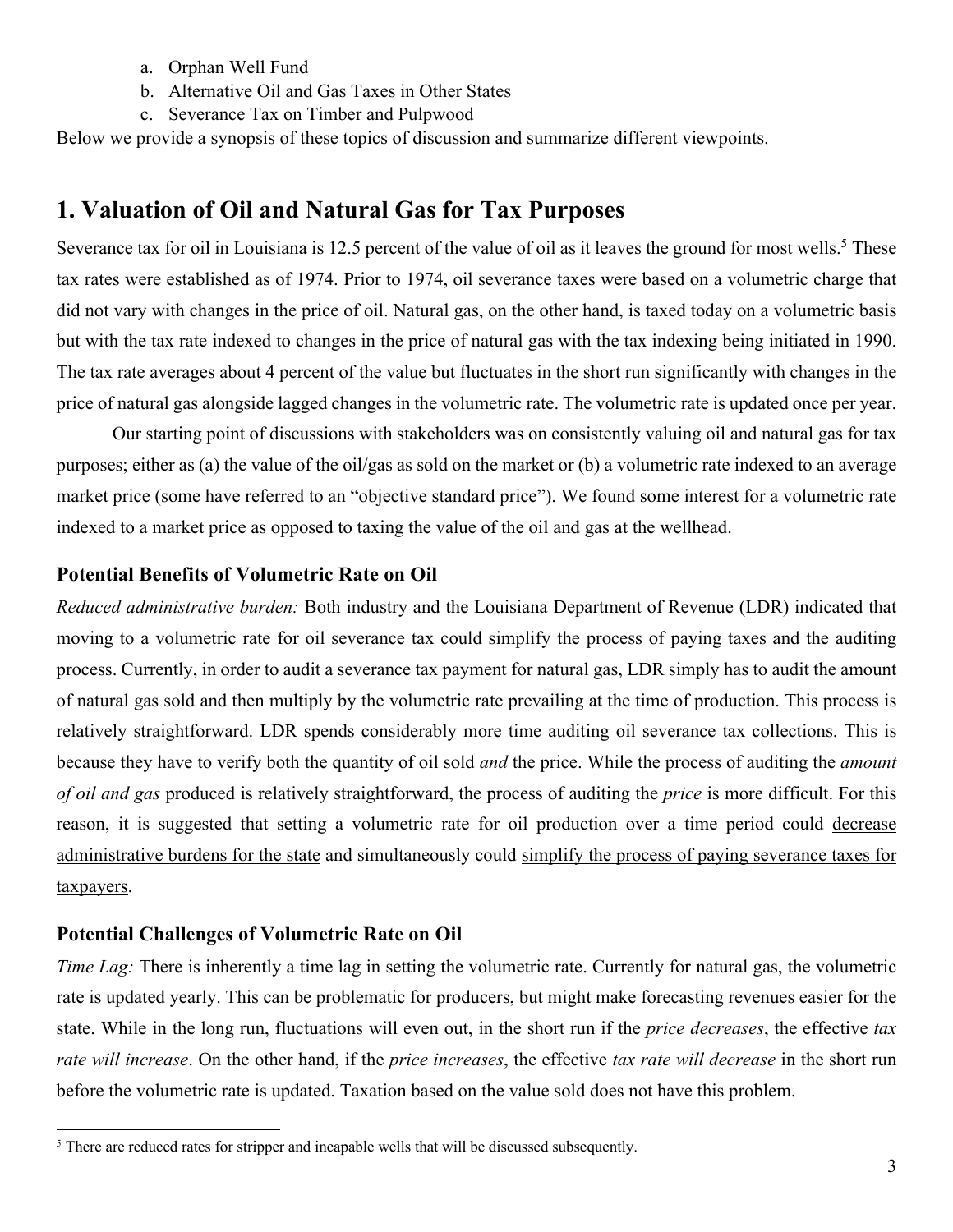a. Orphan Well Fund
b. Alternative Oil and Gas Taxes in Other States
c. Severance Tax on Timber and Pulpwood

Below we provide a synopsis of these topics of discussion and summarize different viewpoints.

## 1. Valuation of Oil and Natural Gas for Tax Purposes

Severance tax for oil in Louisiana is 12.5 percent of the value of oil as it leaves the ground for most wells.[5] These tax rates were established as of 1974. Prior to 1974, oil severance taxes were based on a volumetric charge that did not vary with changes in the price of oil. Natural gas, on the other hand, is taxed today on a volumetric basis but with the tax rate indexed to changes in the price of natural gas with the tax indexing being initiated in 1990. The tax rate averages about 4 percent of the value but fluctuates in the short run significantly with changes in the price of natural gas alongside lagged changes in the volumetric rate. The volumetric rate is updated once per year.

Our starting point of discussions with stakeholders was on consistently valuing oil and natural gas for tax purposes; either as (a) the value of the oil/gas as sold on the market or (b) a volumetric rate indexed to an average market price (some have referred to an "objective standard price"). We found some interest for a volumetric rate indexed to a market price as opposed to taxing the value of the oil and gas at the wellhead.

### Potential Benefits of Volumetric Rate on Oil

*Reduced administrative burden:* Both industry and the Louisiana Department of Revenue (LDR) indicated that moving to a volumetric rate for oil severance tax could simplify the process of paying taxes and the auditing process. Currently, in order to audit a severance tax payment for natural gas, LDR simply has to audit the amount of natural gas sold and then multiply by the volumetric rate prevailing at the time of production. This process is relatively straightforward. LDR spends considerably more time auditing oil severance tax collections. This is because they have to verify both the quantity of oil sold *and* the price. While the process of auditing the *amount of oil and gas* produced is relatively straightforward, the process of auditing the *price* is more difficult. For this reason, it is suggested that setting a volumetric rate for oil production over a time period could <u>decrease administrative burdens for the state</u> and simultaneously could <u>simplify the process of paying severance taxes for taxpayers</u>.

### Potential Challenges of Volumetric Rate on Oil

*Time Lag:* There is inherently a time lag in setting the volumetric rate. Currently for natural gas, the volumetric rate is updated yearly. This can be problematic for producers, but might make forecasting revenues easier for the state. While in the long run, fluctuations will even out, in the short run if the *price decreases*, the effective *tax rate will increase*. On the other hand, if the *price increases*, the effective *tax rate will decrease* in the short run before the volumetric rate is updated. Taxation based on the value sold does not have this problem.

[5] There are reduced rates for stripper and incapable wells that will be discussed subsequently.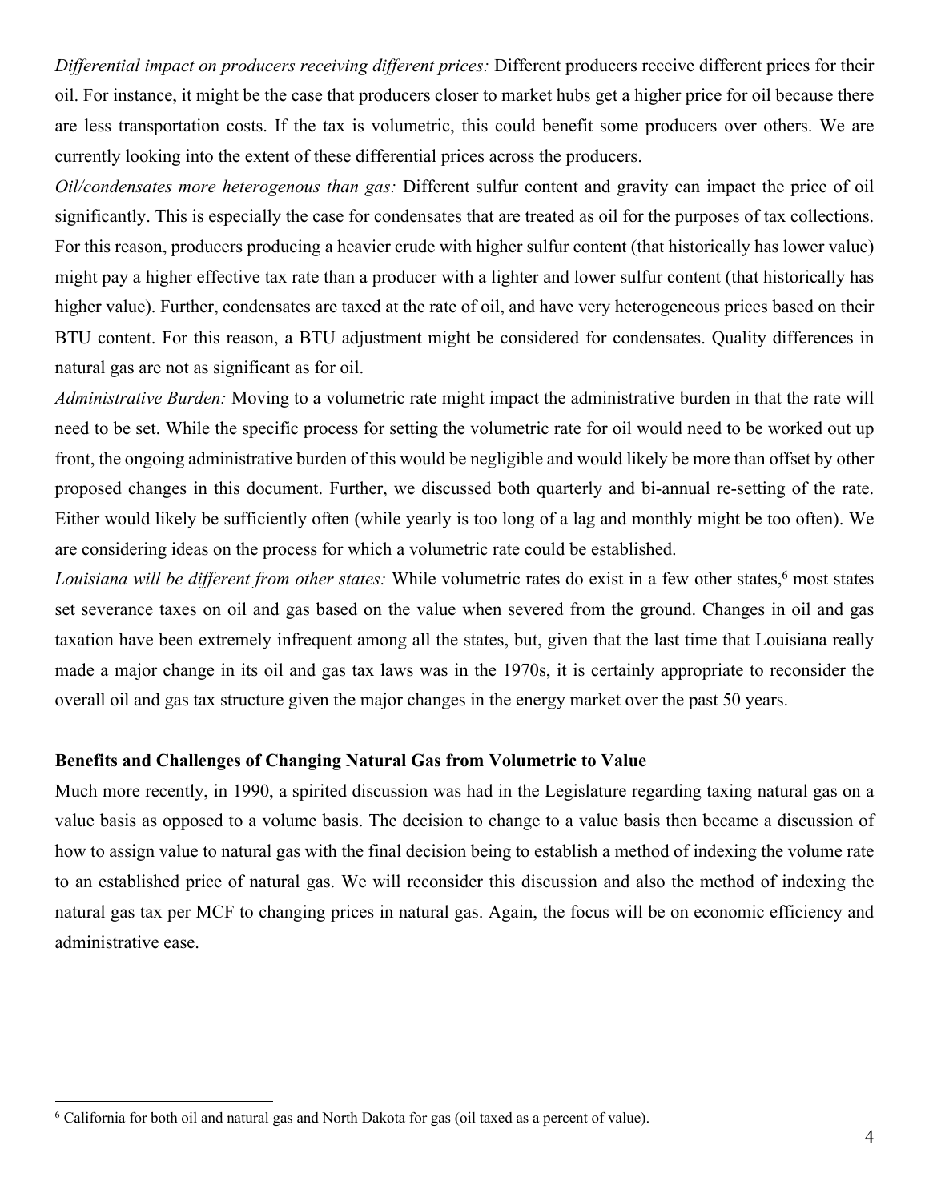*Differential impact on producers receiving different prices:* Different producers receive different prices for their oil. For instance, it might be the case that producers closer to market hubs get a higher price for oil because there are less transportation costs. If the tax is volumetric, this could benefit some producers over others. We are currently looking into the extent of these differential prices across the producers.

*Oil/condensates more heterogenous than gas:* Different sulfur content and gravity can impact the price of oil significantly. This is especially the case for condensates that are treated as oil for the purposes of tax collections. For this reason, producers producing a heavier crude with higher sulfur content (that historically has lower value) might pay a higher effective tax rate than a producer with a lighter and lower sulfur content (that historically has higher value). Further, condensates are taxed at the rate of oil, and have very heterogeneous prices based on their BTU content. For this reason, a BTU adjustment might be considered for condensates. Quality differences in natural gas are not as significant as for oil.

*Administrative Burden:* Moving to a volumetric rate might impact the administrative burden in that the rate will need to be set. While the specific process for setting the volumetric rate for oil would need to be worked out up front, the ongoing administrative burden of this would be negligible and would likely be more than offset by other proposed changes in this document. Further, we discussed both quarterly and bi-annual re-setting of the rate. Either would likely be sufficiently often (while yearly is too long of a lag and monthly might be too often). We are considering ideas on the process for which a volumetric rate could be established.

*Louisiana will be different from other states:* While volumetric rates do exist in a few other states,[6] most states set severance taxes on oil and gas based on the value when severed from the ground. Changes in oil and gas taxation have been extremely infrequent among all the states, but, given that the last time that Louisiana really made a major change in its oil and gas tax laws was in the 1970s, it is certainly appropriate to reconsider the overall oil and gas tax structure given the major changes in the energy market over the past 50 years.

### Benefits and Challenges of Changing Natural Gas from Volumetric to Value

Much more recently, in 1990, a spirited discussion was had in the Legislature regarding taxing natural gas on a value basis as opposed to a volume basis. The decision to change to a value basis then became a discussion of how to assign value to natural gas with the final decision being to establish a method of indexing the volume rate to an established price of natural gas. We will reconsider this discussion and also the method of indexing the natural gas tax per MCF to changing prices in natural gas. Again, the focus will be on economic efficiency and administrative ease.

[6] California for both oil and natural gas and North Dakota for gas (oil taxed as a percent of value).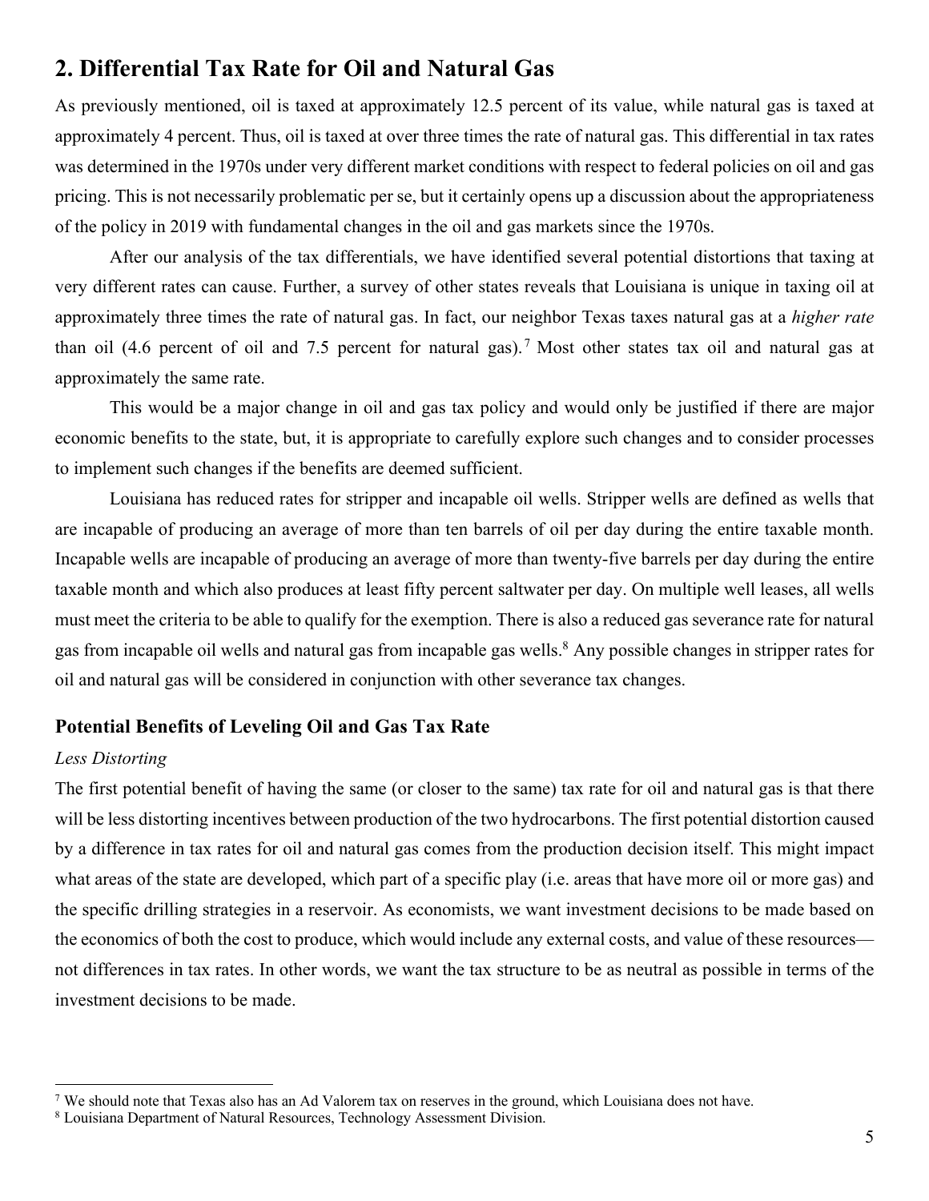## 2. Differential Tax Rate for Oil and Natural Gas

As previously mentioned, oil is taxed at approximately 12.5 percent of its value, while natural gas is taxed at approximately 4 percent. Thus, oil is taxed at over three times the rate of natural gas. This differential in tax rates was determined in the 1970s under very different market conditions with respect to federal policies on oil and gas pricing. This is not necessarily problematic per se, but it certainly opens up a discussion about the appropriateness of the policy in 2019 with fundamental changes in the oil and gas markets since the 1970s.

After our analysis of the tax differentials, we have identified several potential distortions that taxing at very different rates can cause. Further, a survey of other states reveals that Louisiana is unique in taxing oil at approximately three times the rate of natural gas. In fact, our neighbor Texas taxes natural gas at a *higher rate* than oil (4.6 percent of oil and 7.5 percent for natural gas).[7] Most other states tax oil and natural gas at approximately the same rate.

This would be a major change in oil and gas tax policy and would only be justified if there are major economic benefits to the state, but, it is appropriate to carefully explore such changes and to consider processes to implement such changes if the benefits are deemed sufficient.

Louisiana has reduced rates for stripper and incapable oil wells. Stripper wells are defined as wells that are incapable of producing an average of more than ten barrels of oil per day during the entire taxable month. Incapable wells are incapable of producing an average of more than twenty-five barrels per day during the entire taxable month and which also produces at least fifty percent saltwater per day. On multiple well leases, all wells must meet the criteria to be able to qualify for the exemption. There is also a reduced gas severance rate for natural gas from incapable oil wells and natural gas from incapable gas wells.[8] Any possible changes in stripper rates for oil and natural gas will be considered in conjunction with other severance tax changes.

### Potential Benefits of Leveling Oil and Gas Tax Rate

*Less Distorting*

The first potential benefit of having the same (or closer to the same) tax rate for oil and natural gas is that there will be less distorting incentives between production of the two hydrocarbons. The first potential distortion caused by a difference in tax rates for oil and natural gas comes from the production decision itself. This might impact what areas of the state are developed, which part of a specific play (i.e. areas that have more oil or more gas) and the specific drilling strategies in a reservoir. As economists, we want investment decisions to be made based on the economics of both the cost to produce, which would include any external costs, and value of these resources—not differences in tax rates. In other words, we want the tax structure to be as neutral as possible in terms of the investment decisions to be made.

---

[7] We should note that Texas also has an Ad Valorem tax on reserves in the ground, which Louisiana does not have.

[8] Louisiana Department of Natural Resources, Technology Assessment Division.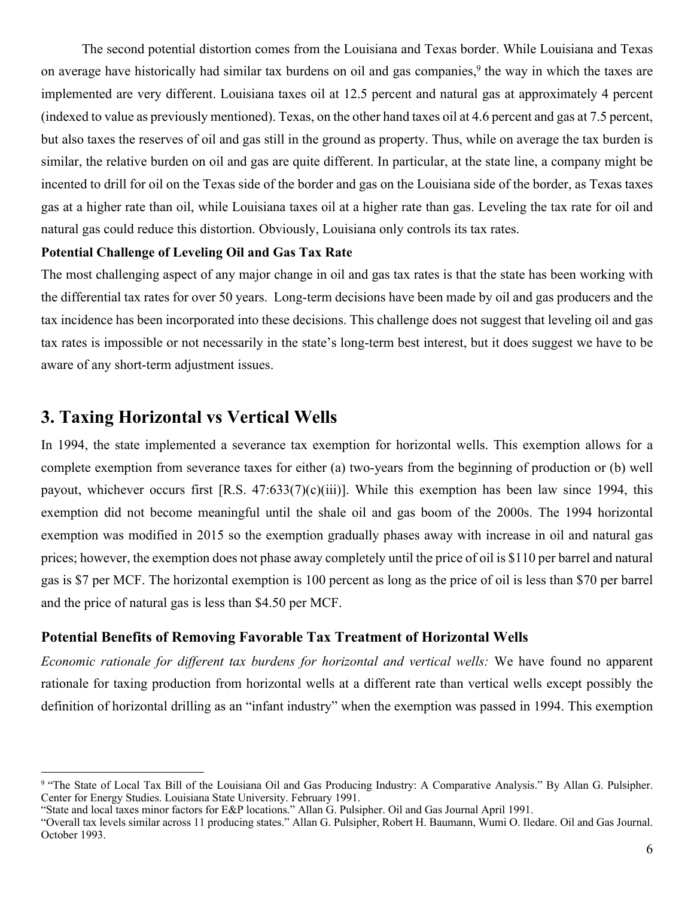The second potential distortion comes from the Louisiana and Texas border. While Louisiana and Texas on average have historically had similar tax burdens on oil and gas companies,[9] the way in which the taxes are implemented are very different. Louisiana taxes oil at 12.5 percent and natural gas at approximately 4 percent (indexed to value as previously mentioned). Texas, on the other hand taxes oil at 4.6 percent and gas at 7.5 percent, but also taxes the reserves of oil and gas still in the ground as property. Thus, while on average the tax burden is similar, the relative burden on oil and gas are quite different. In particular, at the state line, a company might be incented to drill for oil on the Texas side of the border and gas on the Louisiana side of the border, as Texas taxes gas at a higher rate than oil, while Louisiana taxes oil at a higher rate than gas. Leveling the tax rate for oil and natural gas could reduce this distortion. Obviously, Louisiana only controls its tax rates.

**Potential Challenge of Leveling Oil and Gas Tax Rate**

The most challenging aspect of any major change in oil and gas tax rates is that the state has been working with the differential tax rates for over 50 years. Long-term decisions have been made by oil and gas producers and the tax incidence has been incorporated into these decisions. This challenge does not suggest that leveling oil and gas tax rates is impossible or not necessarily in the state's long-term best interest, but it does suggest we have to be aware of any short-term adjustment issues.

## 3. Taxing Horizontal vs Vertical Wells

In 1994, the state implemented a severance tax exemption for horizontal wells. This exemption allows for a complete exemption from severance taxes for either (a) two-years from the beginning of production or (b) well payout, whichever occurs first [R.S. 47:633(7)(c)(iii)]. While this exemption has been law since 1994, this exemption did not become meaningful until the shale oil and gas boom of the 2000s. The 1994 horizontal exemption was modified in 2015 so the exemption gradually phases away with increase in oil and natural gas prices; however, the exemption does not phase away completely until the price of oil is $110 per barrel and natural gas is $7 per MCF. The horizontal exemption is 100 percent as long as the price of oil is less than $70 per barrel and the price of natural gas is less than $4.50 per MCF.

### Potential Benefits of Removing Favorable Tax Treatment of Horizontal Wells

*Economic rationale for different tax burdens for horizontal and vertical wells:* We have found no apparent rationale for taxing production from horizontal wells at a different rate than vertical wells except possibly the definition of horizontal drilling as an "infant industry" when the exemption was passed in 1994. This exemption

---

[9] "The State of Local Tax Bill of the Louisiana Oil and Gas Producing Industry: A Comparative Analysis." By Allan G. Pulsipher. Center for Energy Studies. Louisiana State University. February 1991.
"State and local taxes minor factors for E&P locations." Allan G. Pulsipher. Oil and Gas Journal April 1991.
"Overall tax levels similar across 11 producing states." Allan G. Pulsipher, Robert H. Baumann, Wumi O. Iledare. Oil and Gas Journal. October 1993.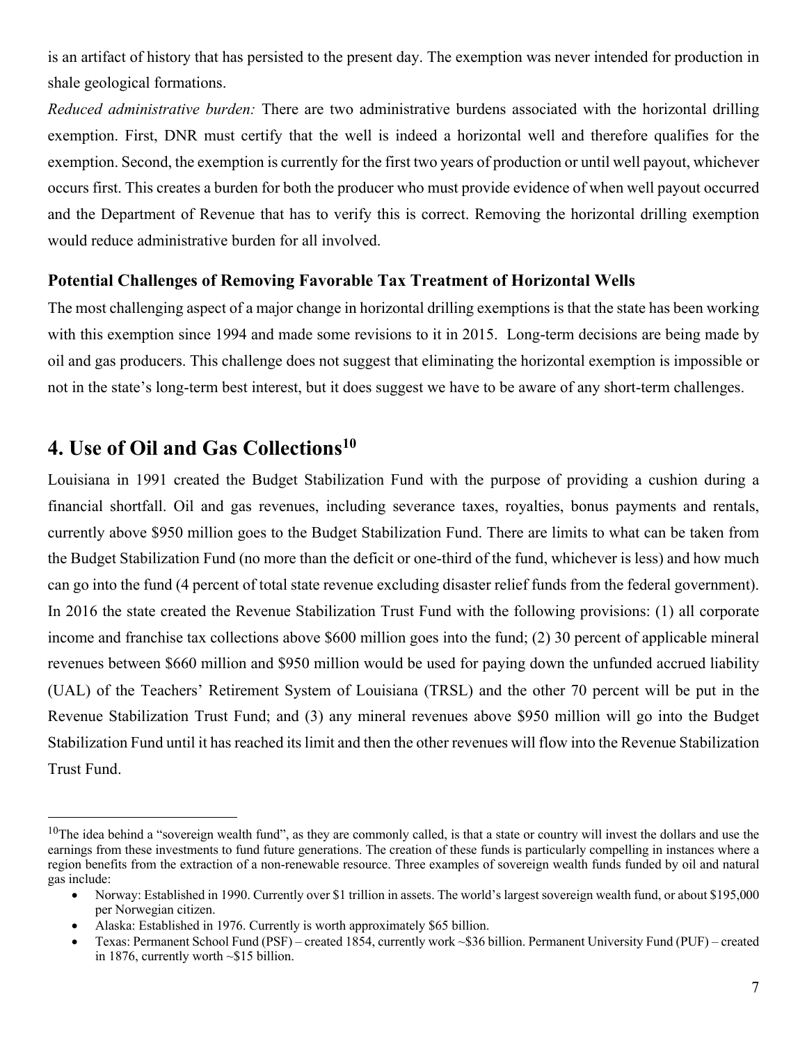is an artifact of history that has persisted to the present day. The exemption was never intended for production in shale geological formations.

*Reduced administrative burden:* There are two administrative burdens associated with the horizontal drilling exemption. First, DNR must certify that the well is indeed a horizontal well and therefore qualifies for the exemption. Second, the exemption is currently for the first two years of production or until well payout, whichever occurs first. This creates a burden for both the producer who must provide evidence of when well payout occurred and the Department of Revenue that has to verify this is correct. Removing the horizontal drilling exemption would reduce administrative burden for all involved.

### Potential Challenges of Removing Favorable Tax Treatment of Horizontal Wells

The most challenging aspect of a major change in horizontal drilling exemptions is that the state has been working with this exemption since 1994 and made some revisions to it in 2015. Long-term decisions are being made by oil and gas producers. This challenge does not suggest that eliminating the horizontal exemption is impossible or not in the state's long-term best interest, but it does suggest we have to be aware of any short-term challenges.

## 4. Use of Oil and Gas Collections[10]

Louisiana in 1991 created the Budget Stabilization Fund with the purpose of providing a cushion during a financial shortfall. Oil and gas revenues, including severance taxes, royalties, bonus payments and rentals, currently above \$950 million goes to the Budget Stabilization Fund. There are limits to what can be taken from the Budget Stabilization Fund (no more than the deficit or one-third of the fund, whichever is less) and how much can go into the fund (4 percent of total state revenue excluding disaster relief funds from the federal government). In 2016 the state created the Revenue Stabilization Trust Fund with the following provisions: (1) all corporate income and franchise tax collections above \$600 million goes into the fund; (2) 30 percent of applicable mineral revenues between \$660 million and \$950 million would be used for paying down the unfunded accrued liability (UAL) of the Teachers' Retirement System of Louisiana (TRSL) and the other 70 percent will be put in the Revenue Stabilization Trust Fund; and (3) any mineral revenues above \$950 million will go into the Budget Stabilization Fund until it has reached its limit and then the other revenues will flow into the Revenue Stabilization Trust Fund.

---

[10]The idea behind a "sovereign wealth fund", as they are commonly called, is that a state or country will invest the dollars and use the earnings from these investments to fund future generations. The creation of these funds is particularly compelling in instances where a region benefits from the extraction of a non-renewable resource. Three examples of sovereign wealth funds funded by oil and natural gas include:

- Norway: Established in 1990. Currently over \$1 trillion in assets. The world's largest sovereign wealth fund, or about \$195,000 per Norwegian citizen.
- Alaska: Established in 1976. Currently is worth approximately \$65 billion.
- Texas: Permanent School Fund (PSF) – created 1854, currently work ~\$36 billion. Permanent University Fund (PUF) – created in 1876, currently worth ~\$15 billion.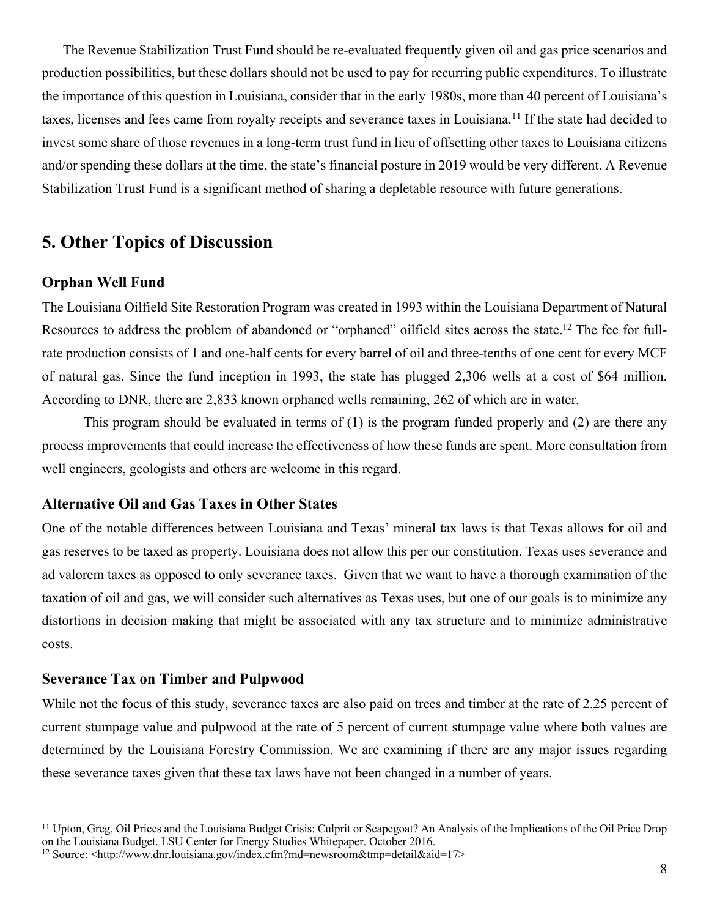The Revenue Stabilization Trust Fund should be re-evaluated frequently given oil and gas price scenarios and production possibilities, but these dollars should not be used to pay for recurring public expenditures. To illustrate the importance of this question in Louisiana, consider that in the early 1980s, more than 40 percent of Louisiana's taxes, licenses and fees came from royalty receipts and severance taxes in Louisiana.[11] If the state had decided to invest some share of those revenues in a long-term trust fund in lieu of offsetting other taxes to Louisiana citizens and/or spending these dollars at the time, the state's financial posture in 2019 would be very different. A Revenue Stabilization Trust Fund is a significant method of sharing a depletable resource with future generations.

## 5. Other Topics of Discussion

### Orphan Well Fund

The Louisiana Oilfield Site Restoration Program was created in 1993 within the Louisiana Department of Natural Resources to address the problem of abandoned or "orphaned" oilfield sites across the state.[12] The fee for full-rate production consists of 1 and one-half cents for every barrel of oil and three-tenths of one cent for every MCF of natural gas. Since the fund inception in 1993, the state has plugged 2,306 wells at a cost of $64 million. According to DNR, there are 2,833 known orphaned wells remaining, 262 of which are in water.

This program should be evaluated in terms of (1) is the program funded properly and (2) are there any process improvements that could increase the effectiveness of how these funds are spent. More consultation from well engineers, geologists and others are welcome in this regard.

### Alternative Oil and Gas Taxes in Other States

One of the notable differences between Louisiana and Texas' mineral tax laws is that Texas allows for oil and gas reserves to be taxed as property. Louisiana does not allow this per our constitution. Texas uses severance and ad valorem taxes as opposed to only severance taxes. Given that we want to have a thorough examination of the taxation of oil and gas, we will consider such alternatives as Texas uses, but one of our goals is to minimize any distortions in decision making that might be associated with any tax structure and to minimize administrative costs.

### Severance Tax on Timber and Pulpwood

While not the focus of this study, severance taxes are also paid on trees and timber at the rate of 2.25 percent of current stumpage value and pulpwood at the rate of 5 percent of current stumpage value where both values are determined by the Louisiana Forestry Commission. We are examining if there are any major issues regarding these severance taxes given that these tax laws have not been changed in a number of years.

---

[11] Upton, Greg. Oil Prices and the Louisiana Budget Crisis: Culprit or Scapegoat? An Analysis of the Implications of the Oil Price Drop on the Louisiana Budget. LSU Center for Energy Studies Whitepaper. October 2016.

[12] Source: <http://www.dnr.louisiana.gov/index.cfm?md=newsroom&tmp=detail&aid=17>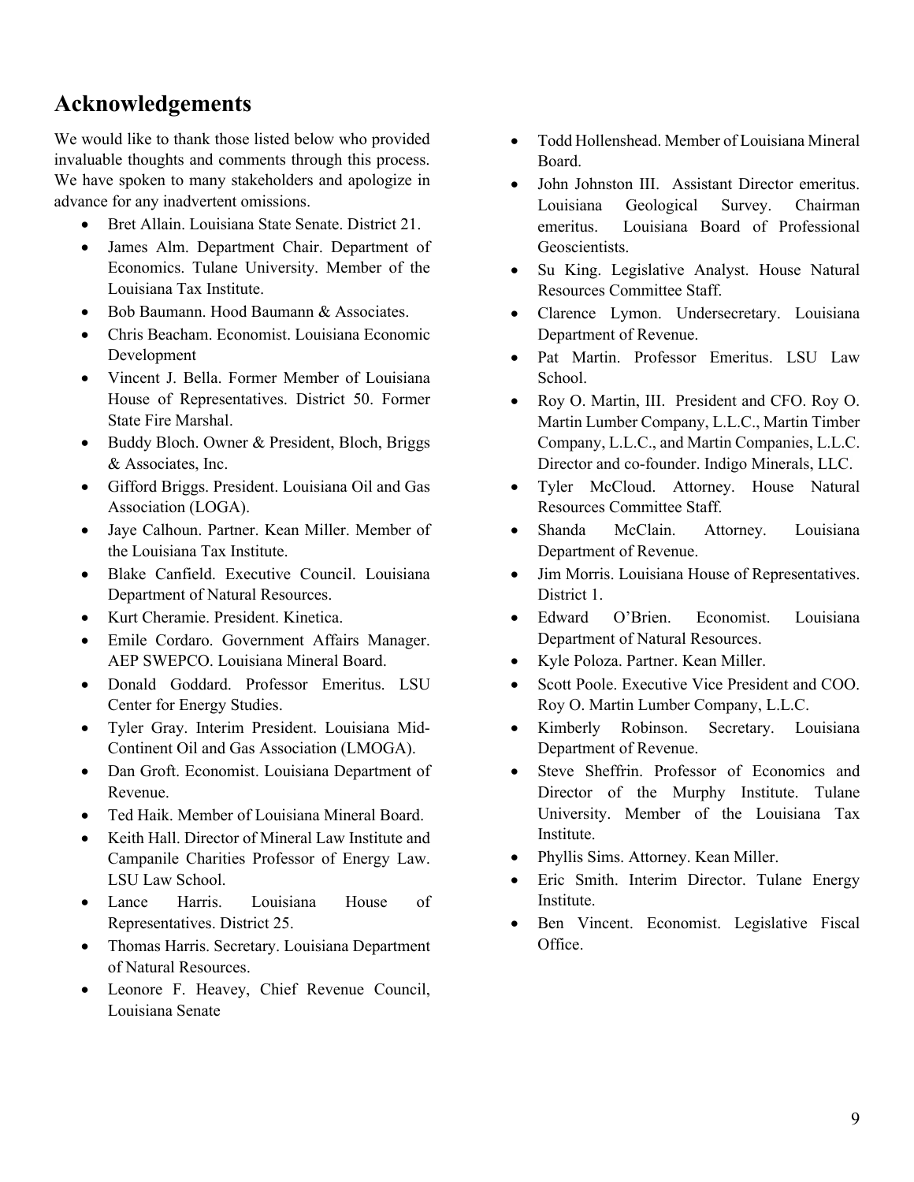## Acknowledgements

We would like to thank those listed below who provided invaluable thoughts and comments through this process. We have spoken to many stakeholders and apologize in advance for any inadvertent omissions.

- Bret Allain. Louisiana State Senate. District 21.
- James Alm. Department Chair. Department of Economics. Tulane University. Member of the Louisiana Tax Institute.
- Bob Baumann. Hood Baumann & Associates.
- Chris Beacham. Economist. Louisiana Economic Development
- Vincent J. Bella. Former Member of Louisiana House of Representatives. District 50. Former State Fire Marshal.
- Buddy Bloch. Owner & President, Bloch, Briggs & Associates, Inc.
- Gifford Briggs. President. Louisiana Oil and Gas Association (LOGA).
- Jaye Calhoun. Partner. Kean Miller. Member of the Louisiana Tax Institute.
- Blake Canfield. Executive Council. Louisiana Department of Natural Resources.
- Kurt Cheramie. President. Kinetica.
- Emile Cordaro. Government Affairs Manager. AEP SWEPCO. Louisiana Mineral Board.
- Donald Goddard. Professor Emeritus. LSU Center for Energy Studies.
- Tyler Gray. Interim President. Louisiana Mid-Continent Oil and Gas Association (LMOGA).
- Dan Groft. Economist. Louisiana Department of Revenue.
- Ted Haik. Member of Louisiana Mineral Board.
- Keith Hall. Director of Mineral Law Institute and Campanile Charities Professor of Energy Law. LSU Law School.
- Lance Harris. Louisiana House of Representatives. District 25.
- Thomas Harris. Secretary. Louisiana Department of Natural Resources.
- Leonore F. Heavey, Chief Revenue Council, Louisiana Senate
- Todd Hollenshead. Member of Louisiana Mineral Board.
- John Johnston III. Assistant Director emeritus. Louisiana Geological Survey. Chairman emeritus. Louisiana Board of Professional Geoscientists.
- Su King. Legislative Analyst. House Natural Resources Committee Staff.
- Clarence Lymon. Undersecretary. Louisiana Department of Revenue.
- Pat Martin. Professor Emeritus. LSU Law School.
- Roy O. Martin, III. President and CFO. Roy O. Martin Lumber Company, L.L.C., Martin Timber Company, L.L.C., and Martin Companies, L.L.C. Director and co-founder. Indigo Minerals, LLC.
- Tyler McCloud. Attorney. House Natural Resources Committee Staff.
- Shanda McClain. Attorney. Louisiana Department of Revenue.
- Jim Morris. Louisiana House of Representatives. District 1.
- Edward O'Brien. Economist. Louisiana Department of Natural Resources.
- Kyle Poloza. Partner. Kean Miller.
- Scott Poole. Executive Vice President and COO. Roy O. Martin Lumber Company, L.L.C.
- Kimberly Robinson. Secretary. Louisiana Department of Revenue.
- Steve Sheffrin. Professor of Economics and Director of the Murphy Institute. Tulane University. Member of the Louisiana Tax Institute.
- Phyllis Sims. Attorney. Kean Miller.
- Eric Smith. Interim Director. Tulane Energy Institute.
- Ben Vincent. Economist. Legislative Fiscal Office.